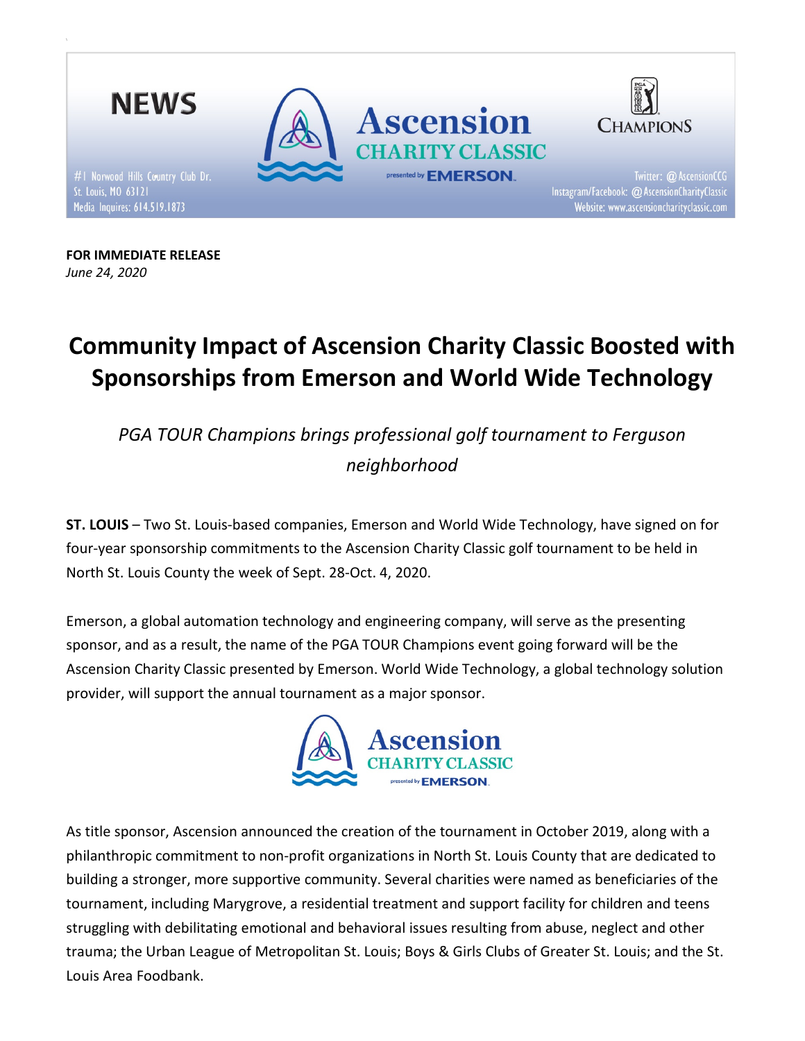**NEWS**

#1 Norwood Hills Country Club Dr.
St. Louis, MO 63121
Media Inquires: 614.519.1873

Ascension CHARITY CLASSIC presented by EMERSON

CHAMPIONS

Twitter: @AscensionCCG
Instagram/Facebook: @AscensionCharityClassic
Website: www.ascensioncharityclassic.com

**FOR IMMEDIATE RELEASE**
*June 24, 2020*

# Community Impact of Ascension Charity Classic Boosted with Sponsorships from Emerson and World Wide Technology

*PGA TOUR Champions brings professional golf tournament to Ferguson neighborhood*

**ST. LOUIS** – Two St. Louis-based companies, Emerson and World Wide Technology, have signed on for four-year sponsorship commitments to the Ascension Charity Classic golf tournament to be held in North St. Louis County the week of Sept. 28-Oct. 4, 2020.

Emerson, a global automation technology and engineering company, will serve as the presenting sponsor, and as a result, the name of the PGA TOUR Champions event going forward will be the Ascension Charity Classic presented by Emerson. World Wide Technology, a global technology solution provider, will support the annual tournament as a major sponsor.

Ascension CHARITY CLASSIC presented by EMERSON

As title sponsor, Ascension announced the creation of the tournament in October 2019, along with a philanthropic commitment to non-profit organizations in North St. Louis County that are dedicated to building a stronger, more supportive community. Several charities were named as beneficiaries of the tournament, including Marygrove, a residential treatment and support facility for children and teens struggling with debilitating emotional and behavioral issues resulting from abuse, neglect and other trauma; the Urban League of Metropolitan St. Louis; Boys & Girls Clubs of Greater St. Louis; and the St. Louis Area Foodbank.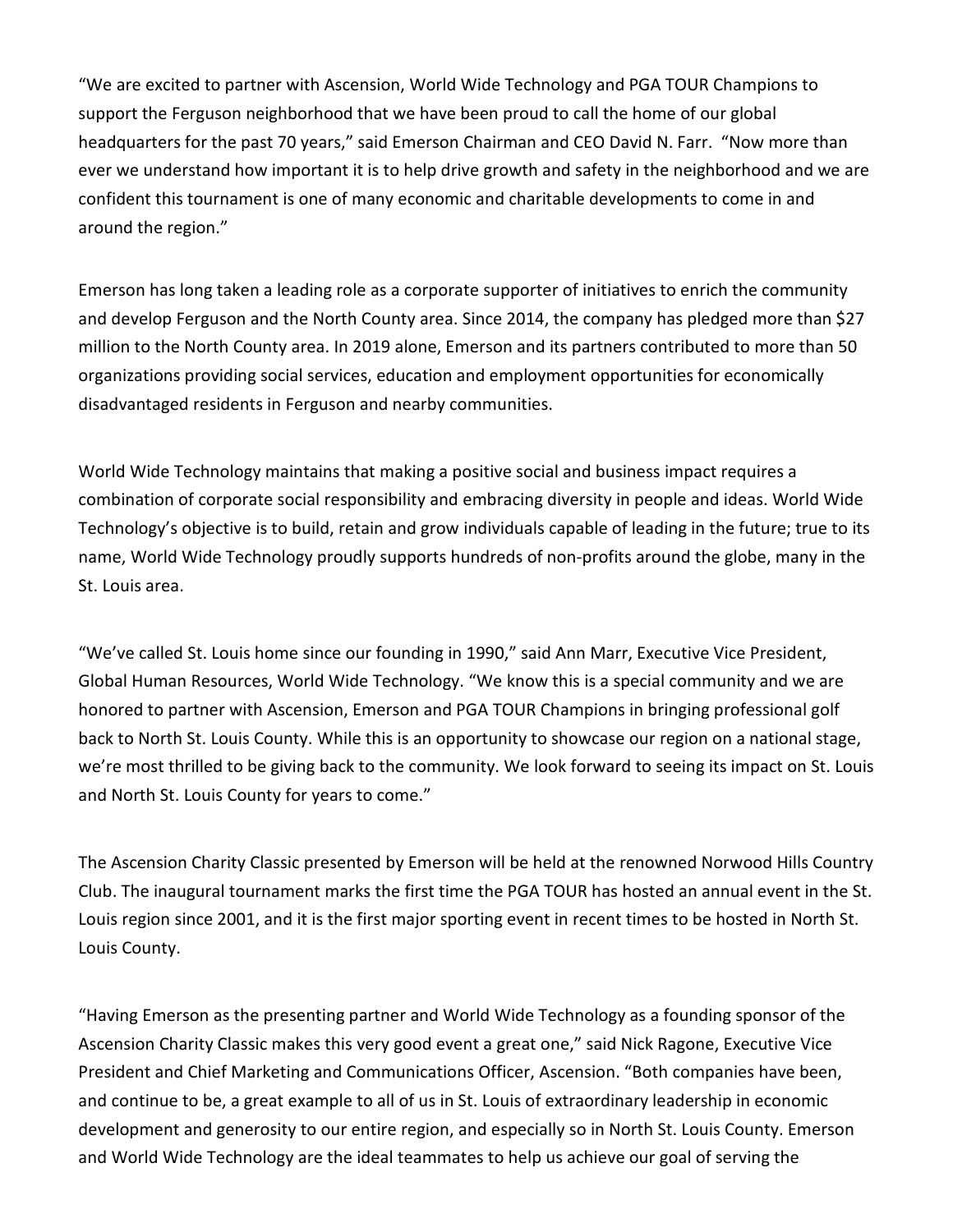"We are excited to partner with Ascension, World Wide Technology and PGA TOUR Champions to support the Ferguson neighborhood that we have been proud to call the home of our global headquarters for the past 70 years," said Emerson Chairman and CEO David N. Farr. "Now more than ever we understand how important it is to help drive growth and safety in the neighborhood and we are confident this tournament is one of many economic and charitable developments to come in and around the region."

Emerson has long taken a leading role as a corporate supporter of initiatives to enrich the community and develop Ferguson and the North County area. Since 2014, the company has pledged more than $27 million to the North County area. In 2019 alone, Emerson and its partners contributed to more than 50 organizations providing social services, education and employment opportunities for economically disadvantaged residents in Ferguson and nearby communities.

World Wide Technology maintains that making a positive social and business impact requires a combination of corporate social responsibility and embracing diversity in people and ideas. World Wide Technology's objective is to build, retain and grow individuals capable of leading in the future; true to its name, World Wide Technology proudly supports hundreds of non-profits around the globe, many in the St. Louis area.

"We've called St. Louis home since our founding in 1990," said Ann Marr, Executive Vice President, Global Human Resources, World Wide Technology. "We know this is a special community and we are honored to partner with Ascension, Emerson and PGA TOUR Champions in bringing professional golf back to North St. Louis County. While this is an opportunity to showcase our region on a national stage, we're most thrilled to be giving back to the community. We look forward to seeing its impact on St. Louis and North St. Louis County for years to come."

The Ascension Charity Classic presented by Emerson will be held at the renowned Norwood Hills Country Club. The inaugural tournament marks the first time the PGA TOUR has hosted an annual event in the St. Louis region since 2001, and it is the first major sporting event in recent times to be hosted in North St. Louis County.

"Having Emerson as the presenting partner and World Wide Technology as a founding sponsor of the Ascension Charity Classic makes this very good event a great one," said Nick Ragone, Executive Vice President and Chief Marketing and Communications Officer, Ascension. "Both companies have been, and continue to be, a great example to all of us in St. Louis of extraordinary leadership in economic development and generosity to our entire region, and especially so in North St. Louis County. Emerson and World Wide Technology are the ideal teammates to help us achieve our goal of serving the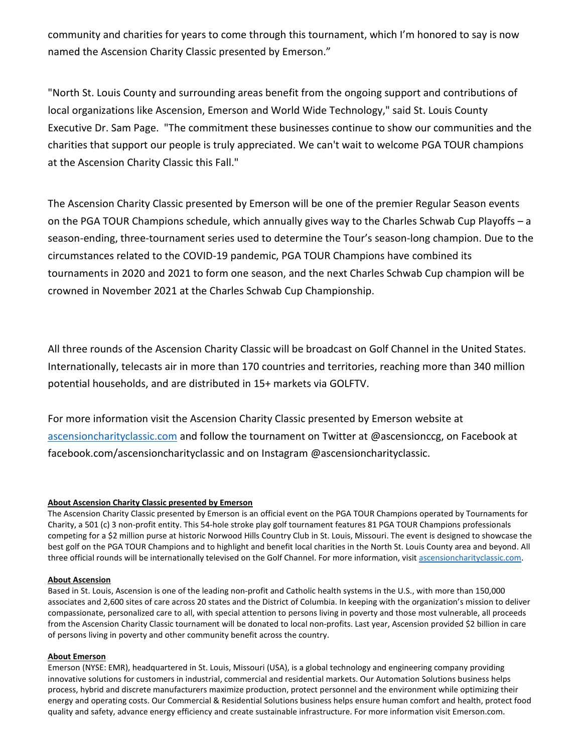community and charities for years to come through this tournament, which I'm honored to say is now named the Ascension Charity Classic presented by Emerson."

"North St. Louis County and surrounding areas benefit from the ongoing support and contributions of local organizations like Ascension, Emerson and World Wide Technology," said St. Louis County Executive Dr. Sam Page. "The commitment these businesses continue to show our communities and the charities that support our people is truly appreciated. We can't wait to welcome PGA TOUR champions at the Ascension Charity Classic this Fall."

The Ascension Charity Classic presented by Emerson will be one of the premier Regular Season events on the PGA TOUR Champions schedule, which annually gives way to the Charles Schwab Cup Playoffs – a season-ending, three-tournament series used to determine the Tour's season-long champion. Due to the circumstances related to the COVID-19 pandemic, PGA TOUR Champions have combined its tournaments in 2020 and 2021 to form one season, and the next Charles Schwab Cup champion will be crowned in November 2021 at the Charles Schwab Cup Championship.

All three rounds of the Ascension Charity Classic will be broadcast on Golf Channel in the United States. Internationally, telecasts air in more than 170 countries and territories, reaching more than 340 million potential households, and are distributed in 15+ markets via GOLFTV.

For more information visit the Ascension Charity Classic presented by Emerson website at [ascensioncharityclassic.com](ascensioncharityclassic.com) and follow the tournament on Twitter at @ascensionccg, on Facebook at facebook.com/ascensioncharityclassic and on Instagram @ascensioncharityclassic.

**About Ascension Charity Classic presented by Emerson**

The Ascension Charity Classic presented by Emerson is an official event on the PGA TOUR Champions operated by Tournaments for Charity, a 501 (c) 3 non-profit entity. This 54-hole stroke play golf tournament features 81 PGA TOUR Champions professionals competing for a $2 million purse at historic Norwood Hills Country Club in St. Louis, Missouri. The event is designed to showcase the best golf on the PGA TOUR Champions and to highlight and benefit local charities in the North St. Louis County area and beyond. All three official rounds will be internationally televised on the Golf Channel. For more information, visit [ascensioncharityclassic.com](ascensioncharityclassic.com).

**About Ascension**

Based in St. Louis, Ascension is one of the leading non-profit and Catholic health systems in the U.S., with more than 150,000 associates and 2,600 sites of care across 20 states and the District of Columbia. In keeping with the organization's mission to deliver compassionate, personalized care to all, with special attention to persons living in poverty and those most vulnerable, all proceeds from the Ascension Charity Classic tournament will be donated to local non-profits. Last year, Ascension provided $2 billion in care of persons living in poverty and other community benefit across the country.

**About Emerson**

Emerson (NYSE: EMR), headquartered in St. Louis, Missouri (USA), is a global technology and engineering company providing innovative solutions for customers in industrial, commercial and residential markets. Our Automation Solutions business helps process, hybrid and discrete manufacturers maximize production, protect personnel and the environment while optimizing their energy and operating costs. Our Commercial & Residential Solutions business helps ensure human comfort and health, protect food quality and safety, advance energy efficiency and create sustainable infrastructure. For more information visit Emerson.com.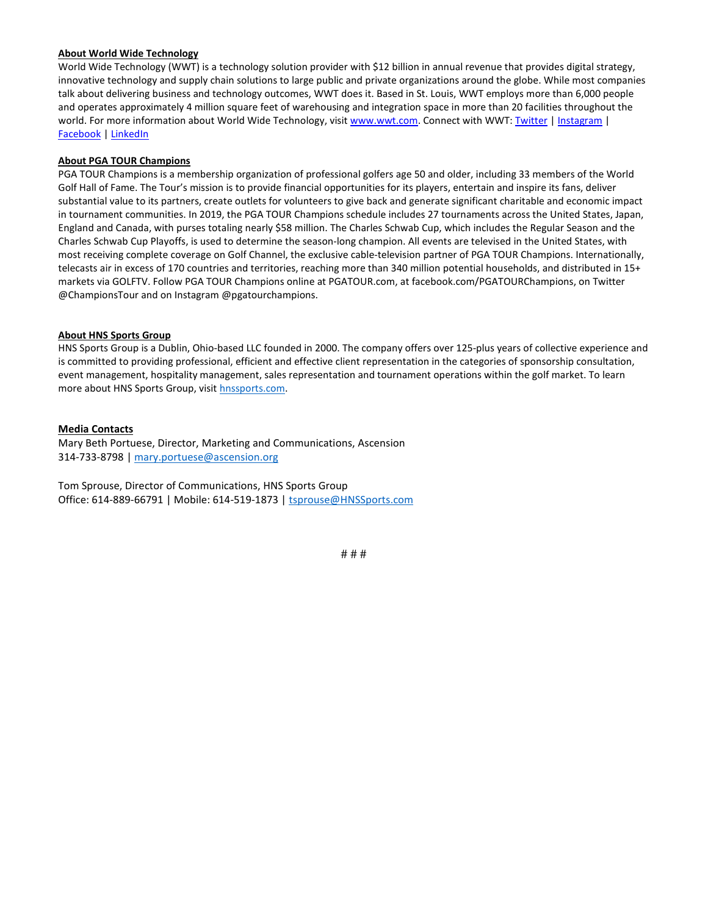**About World Wide Technology**

World Wide Technology (WWT) is a technology solution provider with $12 billion in annual revenue that provides digital strategy, innovative technology and supply chain solutions to large public and private organizations around the globe. While most companies talk about delivering business and technology outcomes, WWT does it. Based in St. Louis, WWT employs more than 6,000 people and operates approximately 4 million square feet of warehousing and integration space in more than 20 facilities throughout the world. For more information about World Wide Technology, visit www.wwt.com. Connect with WWT: Twitter | Instagram | Facebook | LinkedIn

**About PGA TOUR Champions**

PGA TOUR Champions is a membership organization of professional golfers age 50 and older, including 33 members of the World Golf Hall of Fame. The Tour's mission is to provide financial opportunities for its players, entertain and inspire its fans, deliver substantial value to its partners, create outlets for volunteers to give back and generate significant charitable and economic impact in tournament communities. In 2019, the PGA TOUR Champions schedule includes 27 tournaments across the United States, Japan, England and Canada, with purses totaling nearly $58 million. The Charles Schwab Cup, which includes the Regular Season and the Charles Schwab Cup Playoffs, is used to determine the season-long champion. All events are televised in the United States, with most receiving complete coverage on Golf Channel, the exclusive cable-television partner of PGA TOUR Champions. Internationally, telecasts air in excess of 170 countries and territories, reaching more than 340 million potential households, and distributed in 15+ markets via GOLFTV. Follow PGA TOUR Champions online at PGATOUR.com, at facebook.com/PGATOURChampions, on Twitter @ChampionsTour and on Instagram @pgatourchampions.

**About HNS Sports Group**

HNS Sports Group is a Dublin, Ohio-based LLC founded in 2000. The company offers over 125-plus years of collective experience and is committed to providing professional, efficient and effective client representation in the categories of sponsorship consultation, event management, hospitality management, sales representation and tournament operations within the golf market. To learn more about HNS Sports Group, visit hnssports.com.

**Media Contacts**

Mary Beth Portuese, Director, Marketing and Communications, Ascension
314-733-8798 | mary.portuese@ascension.org

Tom Sprouse, Director of Communications, HNS Sports Group
Office: 614-889-66791 | Mobile: 614-519-1873 | tsprouse@HNSSports.com

# # #